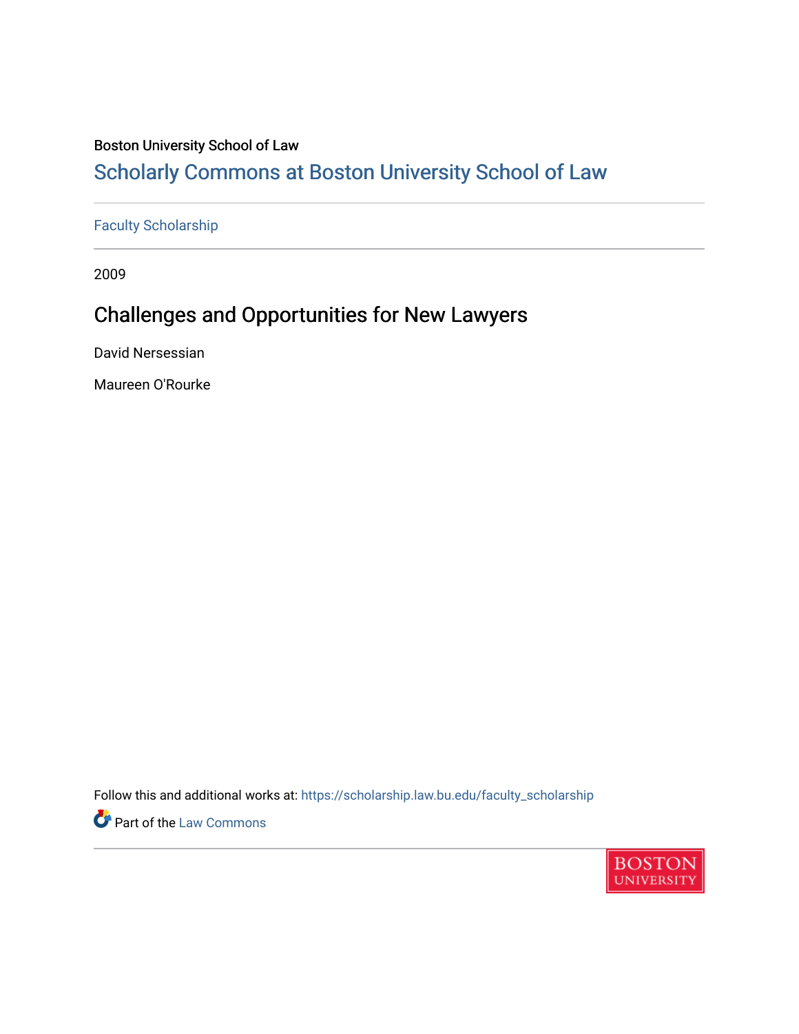Boston University School of Law

# Scholarly Commons at Boston University School of Law

Faculty Scholarship

2009

## Challenges and Opportunities for New Lawyers

David Nersessian

Maureen O'Rourke

Follow this and additional works at: https://scholarship.law.bu.edu/faculty_scholarship

Part of the Law Commons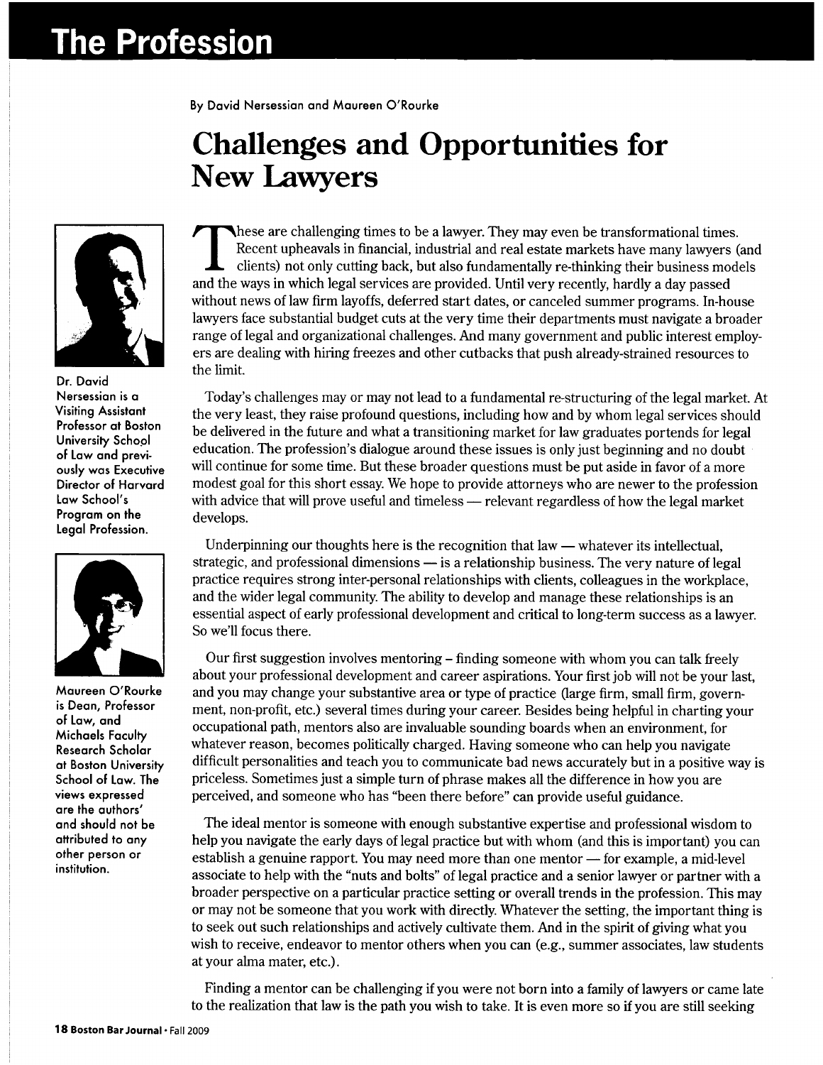By David Nersessian and Maureen O'Rourke

# Challenges and Opportunities for New Lawyers

Dr. David Nersessian is a Visiting Assistant Professor at Boston University School of Law and previously was Executive Director of Harvard Law School's Program on the Legal Profession.

Maureen O'Rourke is Dean, Professor of Law, and Michaels Faculty Research Scholar at Boston University School of Law. The views expressed are the authors' and should not be attributed to any other person or institution.

These are challenging times to be a lawyer. They may even be transformational times. Recent upheavals in financial, industrial and real estate markets have many lawyers (and clients) not only cutting back, but also fundamentally re-thinking their business models and the ways in which legal services are provided. Until very recently, hardly a day passed without news of law firm layoffs, deferred start dates, or canceled summer programs. In-house lawyers face substantial budget cuts at the very time their departments must navigate a broader range of legal and organizational challenges. And many government and public interest employers are dealing with hiring freezes and other cutbacks that push already-strained resources to the limit.

Today's challenges may or may not lead to a fundamental re-structuring of the legal market. At the very least, they raise profound questions, including how and by whom legal services should be delivered in the future and what a transitioning market for law graduates portends for legal education. The profession's dialogue around these issues is only just beginning and no doubt will continue for some time. But these broader questions must be put aside in favor of a more modest goal for this short essay. We hope to provide attorneys who are newer to the profession with advice that will prove useful and timeless — relevant regardless of how the legal market develops.

Underpinning our thoughts here is the recognition that law — whatever its intellectual, strategic, and professional dimensions — is a relationship business. The very nature of legal practice requires strong inter-personal relationships with clients, colleagues in the workplace, and the wider legal community. The ability to develop and manage these relationships is an essential aspect of early professional development and critical to long-term success as a lawyer. So we'll focus there.

Our first suggestion involves mentoring – finding someone with whom you can talk freely about your professional development and career aspirations. Your first job will not be your last, and you may change your substantive area or type of practice (large firm, small firm, government, non-profit, etc.) several times during your career. Besides being helpful in charting your occupational path, mentors also are invaluable sounding boards when an environment, for whatever reason, becomes politically charged. Having someone who can help you navigate difficult personalities and teach you to communicate bad news accurately but in a positive way is priceless. Sometimes just a simple turn of phrase makes all the difference in how you are perceived, and someone who has "been there before" can provide useful guidance.

The ideal mentor is someone with enough substantive expertise and professional wisdom to help you navigate the early days of legal practice but with whom (and this is important) you can establish a genuine rapport. You may need more than one mentor — for example, a mid-level associate to help with the "nuts and bolts" of legal practice and a senior lawyer or partner with a broader perspective on a particular practice setting or overall trends in the profession. This may or may not be someone that you work with directly. Whatever the setting, the important thing is to seek out such relationships and actively cultivate them. And in the spirit of giving what you wish to receive, endeavor to mentor others when you can (e.g., summer associates, law students at your alma mater, etc.).

Finding a mentor can be challenging if you were not born into a family of lawyers or came late to the realization that law is the path you wish to take. It is even more so if you are still seeking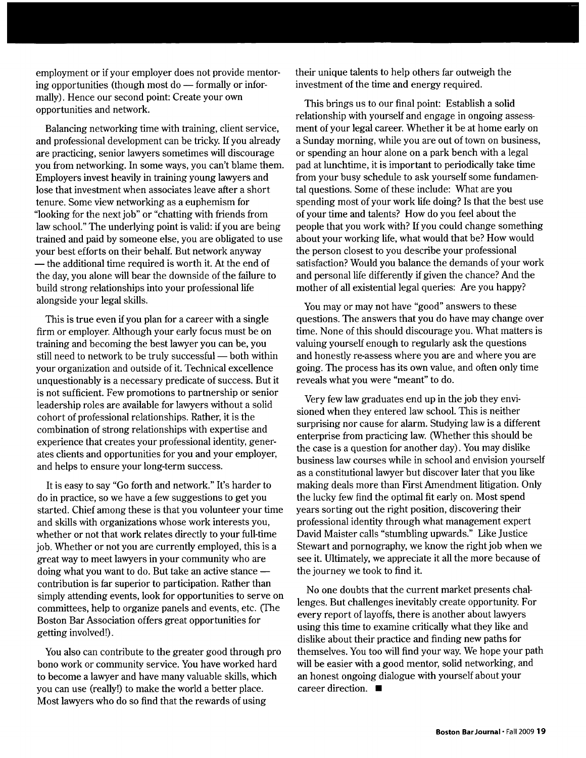employment or if your employer does not provide mentoring opportunities (though most do — formally or informally). Hence our second point: Create your own opportunities and network.

Balancing networking time with training, client service, and professional development can be tricky. If you already are practicing, senior lawyers sometimes will discourage you from networking. In some ways, you can't blame them. Employers invest heavily in training young lawyers and lose that investment when associates leave after a short tenure. Some view networking as a euphemism for "looking for the next job" or "chatting with friends from law school." The underlying point is valid: if you are being trained and paid by someone else, you are obligated to use your best efforts on their behalf. But network anyway — the additional time required is worth it. At the end of the day, you alone will bear the downside of the failure to build strong relationships into your professional life alongside your legal skills.

This is true even if you plan for a career with a single firm or employer. Although your early focus must be on training and becoming the best lawyer you can be, you still need to network to be truly successful — both within your organization and outside of it. Technical excellence unquestionably is a necessary predicate of success. But it is not sufficient. Few promotions to partnership or senior leadership roles are available for lawyers without a solid cohort of professional relationships. Rather, it is the combination of strong relationships with expertise and experience that creates your professional identity, generates clients and opportunities for you and your employer, and helps to ensure your long-term success.

It is easy to say "Go forth and network." It's harder to do in practice, so we have a few suggestions to get you started. Chief among these is that you volunteer your time and skills with organizations whose work interests you, whether or not that work relates directly to your full-time job. Whether or not you are currently employed, this is a great way to meet lawyers in your community who are doing what you want to do. But take an active stance — contribution is far superior to participation. Rather than simply attending events, look for opportunities to serve on committees, help to organize panels and events, etc. (The Boston Bar Association offers great opportunities for getting involved!).

You also can contribute to the greater good through pro bono work or community service. You have worked hard to become a lawyer and have many valuable skills, which you can use (really!) to make the world a better place. Most lawyers who do so find that the rewards of using their unique talents to help others far outweigh the investment of the time and energy required.

This brings us to our final point: Establish a solid relationship with yourself and engage in ongoing assessment of your legal career. Whether it be at home early on a Sunday morning, while you are out of town on business, or spending an hour alone on a park bench with a legal pad at lunchtime, it is important to periodically take time from your busy schedule to ask yourself some fundamental questions. Some of these include: What are you spending most of your work life doing? Is that the best use of your time and talents? How do you feel about the people that you work with? If you could change something about your working life, what would that be? How would the person closest to you describe your professional satisfaction? Would you balance the demands of your work and personal life differently if given the chance? And the mother of all existential legal queries: Are you happy?

You may or may not have "good" answers to these questions. The answers that you do have may change over time. None of this should discourage you. What matters is valuing yourself enough to regularly ask the questions and honestly re-assess where you are and where you are going. The process has its own value, and often only time reveals what you were "meant" to do.

Very few law graduates end up in the job they envisioned when they entered law school. This is neither surprising nor cause for alarm. Studying law is a different enterprise from practicing law. (Whether this should be the case is a question for another day). You may dislike business law courses while in school and envision yourself as a constitutional lawyer but discover later that you like making deals more than First Amendment litigation. Only the lucky few find the optimal fit early on. Most spend years sorting out the right position, discovering their professional identity through what management expert David Maister calls "stumbling upwards." Like Justice Stewart and pornography, we know the right job when we see it. Ultimately, we appreciate it all the more because of the journey we took to find it.

No one doubts that the current market presents challenges. But challenges inevitably create opportunity. For every report of layoffs, there is another about lawyers using this time to examine critically what they like and dislike about their practice and finding new paths for themselves. You too will find your way. We hope your path will be easier with a good mentor, solid networking, and an honest ongoing dialogue with yourself about your career direction. ■